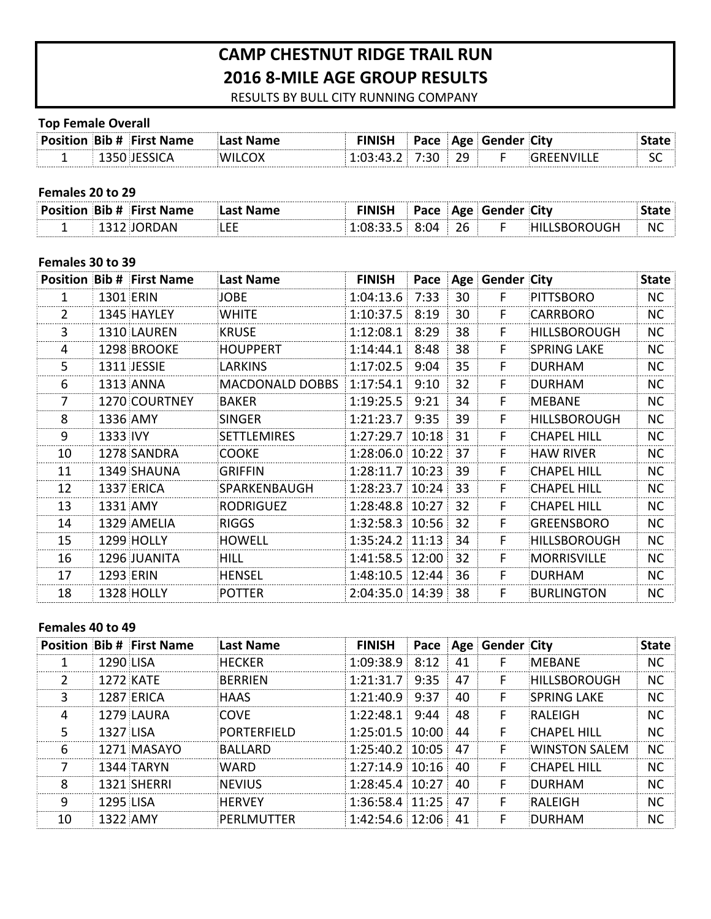# CAMP CHESTNUT RIDGE TRAIL RUN

## 2016 8-MILE AGE GROUP RESULTS

RESULTS BY BULL CITY RUNNING COMPANY

**Top Female Overall**

| Position | Bib # | First Name | Last Name | FINISH | Pace | Age | Gender | City | State |
|---|---|---|---|---|---|---|---|---|---|
| 1 | 1350 | JESSICA | WILCOX | 1:03:43.2 | 7:30 | 29 | F | GREENVILLE | SC |

**Females 20 to 29**

| Position | Bib # | First Name | Last Name | FINISH | Pace | Age | Gender | City | State |
|---|---|---|---|---|---|---|---|---|---|
| 1 | 1312 | JORDAN | LEE | 1:08:33.5 | 8:04 | 26 | F | HILLSBOROUGH | NC |

**Females 30 to 39**

| Position | Bib # | First Name | Last Name | FINISH | Pace | Age | Gender | City | State |
|---|---|---|---|---|---|---|---|---|---|
| 1 | 1301 | ERIN | JOBE | 1:04:13.6 | 7:33 | 30 | F | PITTSBORO | NC |
| 2 | 1345 | HAYLEY | WHITE | 1:10:37.5 | 8:19 | 30 | F | CARRBORO | NC |
| 3 | 1310 | LAUREN | KRUSE | 1:12:08.1 | 8:29 | 38 | F | HILLSBOROUGH | NC |
| 4 | 1298 | BROOKE | HOUPPERT | 1:14:44.1 | 8:48 | 38 | F | SPRING LAKE | NC |
| 5 | 1311 | JESSIE | LARKINS | 1:17:02.5 | 9:04 | 35 | F | DURHAM | NC |
| 6 | 1313 | ANNA | MACDONALD DOBBS | 1:17:54.1 | 9:10 | 32 | F | DURHAM | NC |
| 7 | 1270 | COURTNEY | BAKER | 1:19:25.5 | 9:21 | 34 | F | MEBANE | NC |
| 8 | 1336 | AMY | SINGER | 1:21:23.7 | 9:35 | 39 | F | HILLSBOROUGH | NC |
| 9 | 1333 | IVY | SETTLEMIRES | 1:27:29.7 | 10:18 | 31 | F | CHAPEL HILL | NC |
| 10 | 1278 | SANDRA | COOKE | 1:28:06.0 | 10:22 | 37 | F | HAW RIVER | NC |
| 11 | 1349 | SHAUNA | GRIFFIN | 1:28:11.7 | 10:23 | 39 | F | CHAPEL HILL | NC |
| 12 | 1337 | ERICA | SPARKENBAUGH | 1:28:23.7 | 10:24 | 33 | F | CHAPEL HILL | NC |
| 13 | 1331 | AMY | RODRIGUEZ | 1:28:48.8 | 10:27 | 32 | F | CHAPEL HILL | NC |
| 14 | 1329 | AMELIA | RIGGS | 1:32:58.3 | 10:56 | 32 | F | GREENSBORO | NC |
| 15 | 1299 | HOLLY | HOWELL | 1:35:24.2 | 11:13 | 34 | F | HILLSBOROUGH | NC |
| 16 | 1296 | JUANITA | HILL | 1:41:58.5 | 12:00 | 32 | F | MORRISVILLE | NC |
| 17 | 1293 | ERIN | HENSEL | 1:48:10.5 | 12:44 | 36 | F | DURHAM | NC |
| 18 | 1328 | HOLLY | POTTER | 2:04:35.0 | 14:39 | 38 | F | BURLINGTON | NC |

**Females 40 to 49**

| Position | Bib # | First Name | Last Name | FINISH | Pace | Age | Gender | City | State |
|---|---|---|---|---|---|---|---|---|---|
| 1 | 1290 | LISA | HECKER | 1:09:38.9 | 8:12 | 41 | F | MEBANE | NC |
| 2 | 1272 | KATE | BERRIEN | 1:21:31.7 | 9:35 | 47 | F | HILLSBOROUGH | NC |
| 3 | 1287 | ERICA | HAAS | 1:21:40.9 | 9:37 | 40 | F | SPRING LAKE | NC |
| 4 | 1279 | LAURA | COVE | 1:22:48.1 | 9:44 | 48 | F | RALEIGH | NC |
| 5 | 1327 | LISA | PORTERFIELD | 1:25:01.5 | 10:00 | 44 | F | CHAPEL HILL | NC |
| 6 | 1271 | MASAYO | BALLARD | 1:25:40.2 | 10:05 | 47 | F | WINSTON SALEM | NC |
| 7 | 1344 | TARYN | WARD | 1:27:14.9 | 10:16 | 40 | F | CHAPEL HILL | NC |
| 8 | 1321 | SHERRI | NEVIUS | 1:28:45.4 | 10:27 | 40 | F | DURHAM | NC |
| 9 | 1295 | LISA | HERVEY | 1:36:58.4 | 11:25 | 47 | F | RALEIGH | NC |
| 10 | 1322 | AMY | PERLMUTTER | 1:42:54.6 | 12:06 | 41 | F | DURHAM | NC |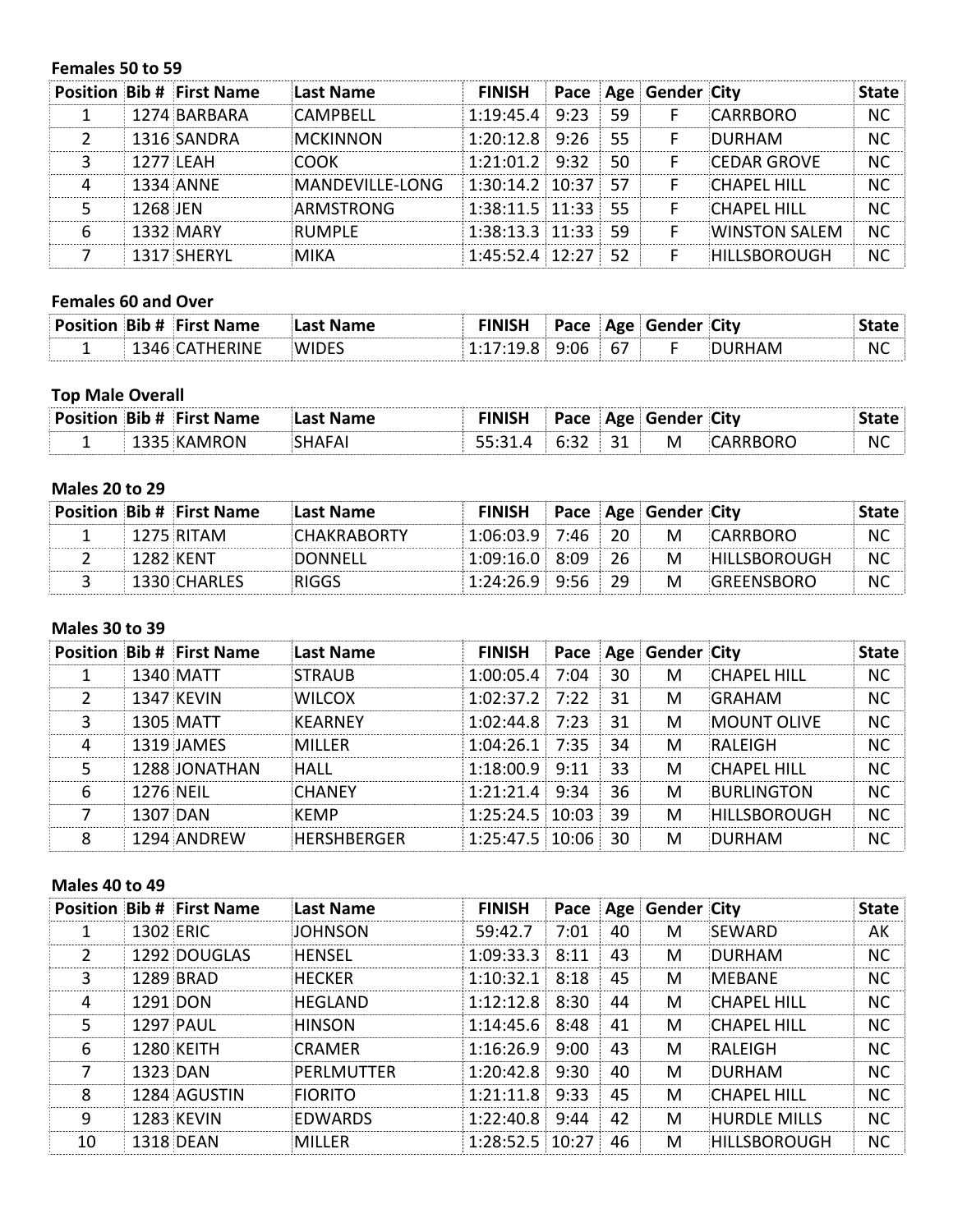**Females 50 to 59**

| Position | Bib # | First Name | Last Name | FINISH | Pace | Age | Gender | City | State |
|---|---|---|---|---|---|---|---|---|---|
| 1 | 1274 | BARBARA | CAMPBELL | 1:19:45.4 | 9:23 | 59 | F | CARRBORO | NC |
| 2 | 1316 | SANDRA | MCKINNON | 1:20:12.8 | 9:26 | 55 | F | DURHAM | NC |
| 3 | 1277 | LEAH | COOK | 1:21:01.2 | 9:32 | 50 | F | CEDAR GROVE | NC |
| 4 | 1334 | ANNE | MANDEVILLE-LONG | 1:30:14.2 | 10:37 | 57 | F | CHAPEL HILL | NC |
| 5 | 1268 | JEN | ARMSTRONG | 1:38:11.5 | 11:33 | 55 | F | CHAPEL HILL | NC |
| 6 | 1332 | MARY | RUMPLE | 1:38:13.3 | 11:33 | 59 | F | WINSTON SALEM | NC |
| 7 | 1317 | SHERYL | MIKA | 1:45:52.4 | 12:27 | 52 | F | HILLSBOROUGH | NC |

**Females 60 and Over**

| Position | Bib # | First Name | Last Name | FINISH | Pace | Age | Gender | City | State |
|---|---|---|---|---|---|---|---|---|---|
| 1 | 1346 | CATHERINE | WIDES | 1:17:19.8 | 9:06 | 67 | F | DURHAM | NC |

**Top Male Overall**

| Position | Bib # | First Name | Last Name | FINISH | Pace | Age | Gender | City | State |
|---|---|---|---|---|---|---|---|---|---|
| 1 | 1335 | KAMRON | SHAFAI | 55:31.4 | 6:32 | 31 | M | CARRBORO | NC |

**Males 20 to 29**

| Position | Bib # | First Name | Last Name | FINISH | Pace | Age | Gender | City | State |
|---|---|---|---|---|---|---|---|---|---|
| 1 | 1275 | RITAM | CHAKRABORTY | 1:06:03.9 | 7:46 | 20 | M | CARRBORO | NC |
| 2 | 1282 | KENT | DONNELL | 1:09:16.0 | 8:09 | 26 | M | HILLSBOROUGH | NC |
| 3 | 1330 | CHARLES | RIGGS | 1:24:26.9 | 9:56 | 29 | M | GREENSBORO | NC |

**Males 30 to 39**

| Position | Bib # | First Name | Last Name | FINISH | Pace | Age | Gender | City | State |
|---|---|---|---|---|---|---|---|---|---|
| 1 | 1340 | MATT | STRAUB | 1:00:05.4 | 7:04 | 30 | M | CHAPEL HILL | NC |
| 2 | 1347 | KEVIN | WILCOX | 1:02:37.2 | 7:22 | 31 | M | GRAHAM | NC |
| 3 | 1305 | MATT | KEARNEY | 1:02:44.8 | 7:23 | 31 | M | MOUNT OLIVE | NC |
| 4 | 1319 | JAMES | MILLER | 1:04:26.1 | 7:35 | 34 | M | RALEIGH | NC |
| 5 | 1288 | JONATHAN | HALL | 1:18:00.9 | 9:11 | 33 | M | CHAPEL HILL | NC |
| 6 | 1276 | NEIL | CHANEY | 1:21:21.4 | 9:34 | 36 | M | BURLINGTON | NC |
| 7 | 1307 | DAN | KEMP | 1:25:24.5 | 10:03 | 39 | M | HILLSBOROUGH | NC |
| 8 | 1294 | ANDREW | HERSHBERGER | 1:25:47.5 | 10:06 | 30 | M | DURHAM | NC |

**Males 40 to 49**

| Position | Bib # | First Name | Last Name | FINISH | Pace | Age | Gender | City | State |
|---|---|---|---|---|---|---|---|---|---|
| 1 | 1302 | ERIC | JOHNSON | 59:42.7 | 7:01 | 40 | M | SEWARD | AK |
| 2 | 1292 | DOUGLAS | HENSEL | 1:09:33.3 | 8:11 | 43 | M | DURHAM | NC |
| 3 | 1289 | BRAD | HECKER | 1:10:32.1 | 8:18 | 45 | M | MEBANE | NC |
| 4 | 1291 | DON | HEGLAND | 1:12:12.8 | 8:30 | 44 | M | CHAPEL HILL | NC |
| 5 | 1297 | PAUL | HINSON | 1:14:45.6 | 8:48 | 41 | M | CHAPEL HILL | NC |
| 6 | 1280 | KEITH | CRAMER | 1:16:26.9 | 9:00 | 43 | M | RALEIGH | NC |
| 7 | 1323 | DAN | PERLMUTTER | 1:20:42.8 | 9:30 | 40 | M | DURHAM | NC |
| 8 | 1284 | AGUSTIN | FIORITO | 1:21:11.8 | 9:33 | 45 | M | CHAPEL HILL | NC |
| 9 | 1283 | KEVIN | EDWARDS | 1:22:40.8 | 9:44 | 42 | M | HURDLE MILLS | NC |
| 10 | 1318 | DEAN | MILLER | 1:28:52.5 | 10:27 | 46 | M | HILLSBOROUGH | NC |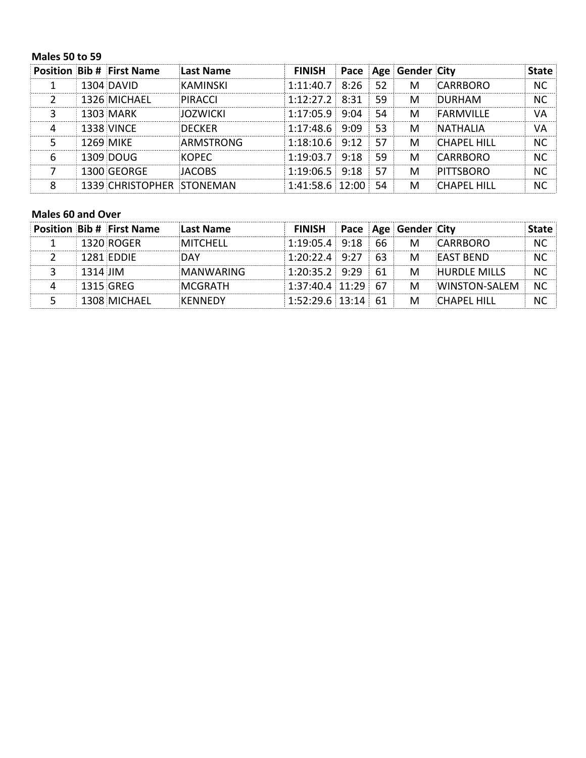**Males 50 to 59**

| Position | Bib # | First Name | Last Name | FINISH | Pace | Age | Gender | City | State |
|---|---|---|---|---|---|---|---|---|---|
| 1 | 1304 | DAVID | KAMINSKI | 1:11:40.7 | 8:26 | 52 | M | CARRBORO | NC |
| 2 | 1326 | MICHAEL | PIRACCI | 1:12:27.2 | 8:31 | 59 | M | DURHAM | NC |
| 3 | 1303 | MARK | JOZWICKI | 1:17:05.9 | 9:04 | 54 | M | FARMVILLE | VA |
| 4 | 1338 | VINCE | DECKER | 1:17:48.6 | 9:09 | 53 | M | NATHALIA | VA |
| 5 | 1269 | MIKE | ARMSTRONG | 1:18:10.6 | 9:12 | 57 | M | CHAPEL HILL | NC |
| 6 | 1309 | DOUG | KOPEC | 1:19:03.7 | 9:18 | 59 | M | CARRBORO | NC |
| 7 | 1300 | GEORGE | JACOBS | 1:19:06.5 | 9:18 | 57 | M | PITTSBORO | NC |
| 8 | 1339 | CHRISTOPHER | STONEMAN | 1:41:58.6 | 12:00 | 54 | M | CHAPEL HILL | NC |

**Males 60 and Over**

| Position | Bib # | First Name | Last Name | FINISH | Pace | Age | Gender | City | State |
|---|---|---|---|---|---|---|---|---|---|
| 1 | 1320 | ROGER | MITCHELL | 1:19:05.4 | 9:18 | 66 | M | CARRBORO | NC |
| 2 | 1281 | EDDIE | DAY | 1:20:22.4 | 9:27 | 63 | M | EAST BEND | NC |
| 3 | 1314 | JIM | MANWARING | 1:20:35.2 | 9:29 | 61 | M | HURDLE MILLS | NC |
| 4 | 1315 | GREG | MCGRATH | 1:37:40.4 | 11:29 | 67 | M | WINSTON-SALEM | NC |
| 5 | 1308 | MICHAEL | KENNEDY | 1:52:29.6 | 13:14 | 61 | M | CHAPEL HILL | NC |